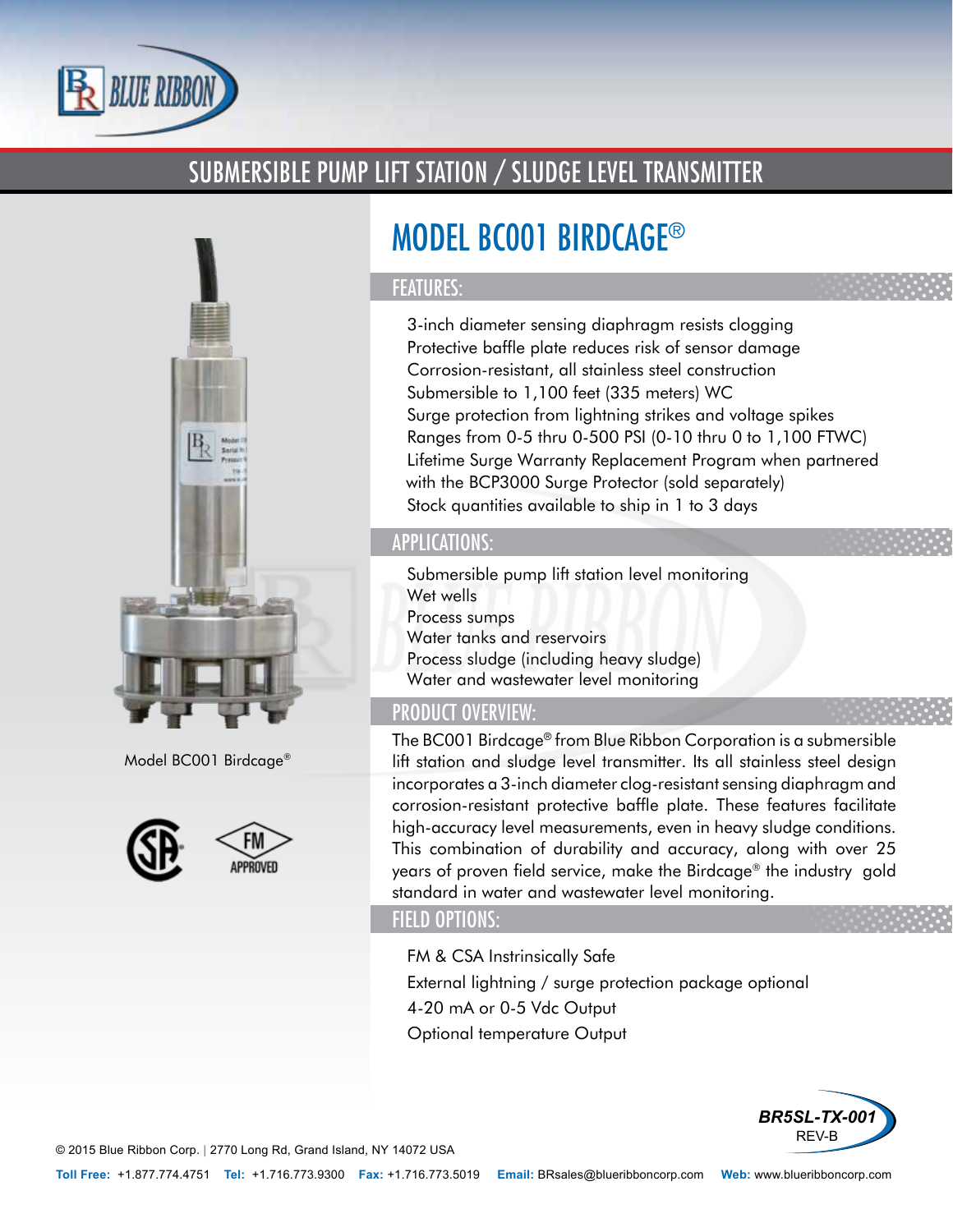# SUBMERSIBLE PUMP LIFT STATION / SLUDGE LEVEL TRANSMITTER

## MODEL BC001 BIRDCAGE®

### FEATURES:

- 3-inch diameter sensing diaphragm resists clogging
- Protective baffle plate reduces risk of sensor damage
- Corrosion-resistant, all stainless steel construction
- Submersible to 1,100 feet (335 meters) WC
- Surge protection from lightning strikes and voltage spikes
- Ranges from 0-5 thru 0-500 PSI (0-10 thru 0 to 1,100 FTWC)
- Lifetime Surge Warranty Replacement Program when partnered with the BCP3000 Surge Protector (sold separately)
- Stock quantities available to ship in 1 to 3 days

### APPLICATIONS:

- Submersible pump lift station level monitoring
- Wet wells
- Process sumps
- Water tanks and reservoirs
- Process sludge (including heavy sludge)
- Water and wastewater level monitoring

### PRODUCT OVERVIEW:

The BC001 Birdcage® from Blue Ribbon Corporation is a submersible lift station and sludge level transmitter. Its all stainless steel design incorporates a 3-inch diameter clog-resistant sensing diaphragm and corrosion-resistant protective baffle plate. These features facilitate high-accuracy level measurements, even in heavy sludge conditions. This combination of durability and accuracy, along with over 25 years of proven field service, make the Birdcage® the industry gold standard in water and wastewater level monitoring.

### FIELD OPTIONS:

- FM & CSA Instrinsically Safe
- External lightning / surge protection package optional
- 4-20 mA or 0-5 Vdc Output
- Optional temperature Output

Model BC001 Birdcage®

FM APPROVED

BR5SL-TX-001
REV-B

© 2015 Blue Ribbon Corp. | 2770 Long Rd, Grand Island, NY 14072 USA

**Toll Free:** +1.877.774.4751 **Tel:** +1.716.773.9300 **Fax:** +1.716.773.5019 **Email:** BRsales@blueribboncorp.com **Web:** www.blueribboncorp.com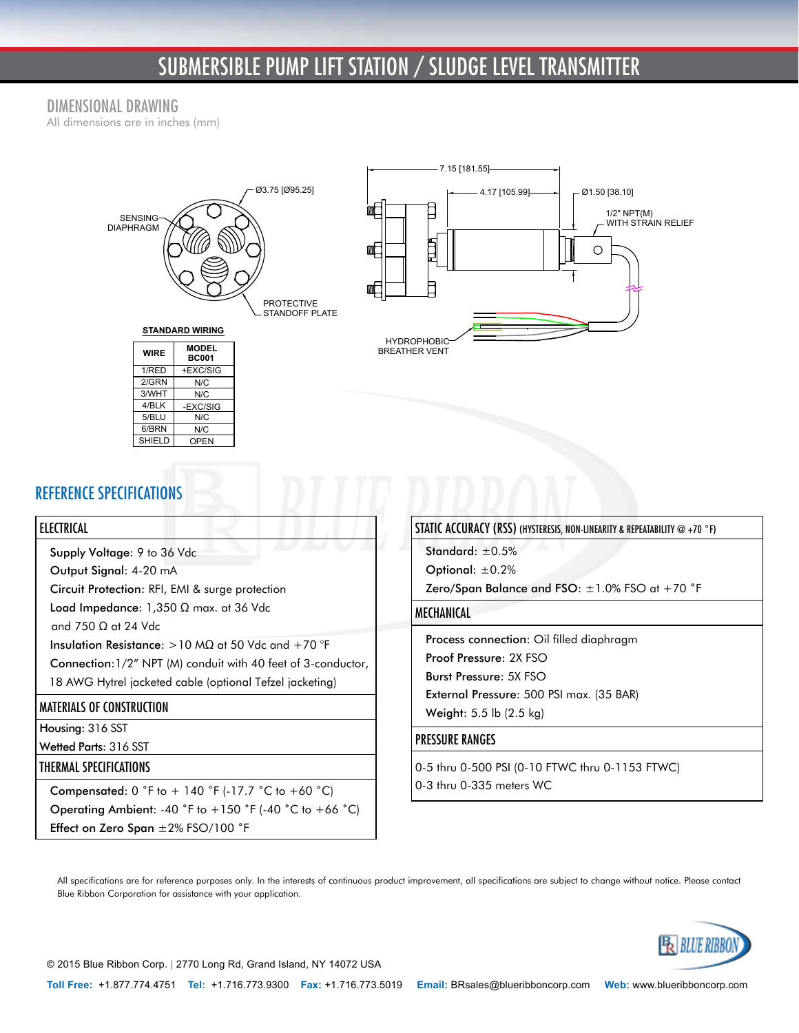# SUBMERSIBLE PUMP LIFT STATION / SLUDGE LEVEL TRANSMITTER

## DIMENSIONAL DRAWING

All dimensions are in inches (mm)

Ø3.75 [Ø95.25]

SENSING DIAPHRAGM

PROTECTIVE STANDOFF PLATE

7.15 [181.55]

4.17 [105.99]

Ø1.50 [38.10]

1/2" NPT(M) WITH STRAIN RELIEF

HYDROPHOBIC BREATHER VENT

**STANDARD WIRING**

| WIRE | MODEL BC001 |
|---|---|
| 1/RED | +EXC/SIG |
| 2/GRN | N/C |
| 3/WHT | N/C |
| 4/BLK | -EXC/SIG |
| 5/BLU | N/C |
| 6/BRN | N/C |
| SHIELD | OPEN |

## REFERENCE SPECIFICATIONS

### ELECTRICAL

**Supply Voltage**: 9 to 36 Vdc

**Output Signal**: 4-20 mA

**Circuit Protection**: RFI, EMI & surge protection

**Load Impedance**: 1,350 Ω max. at 36 Vdc and 750 Ω at 24 Vdc

**Insulation Resistance**: >10 MΩ at 50 Vdc and +70 °F

**Connection**:1/2" NPT (M) conduit with 40 feet of 3-conductor, 18 AWG Hytrel jacketed cable (optional Tefzel jacketing)

### MATERIALS OF CONSTRUCTION

**Housing**: 316 SST

**Wetted Parts**: 316 SST

### THERMAL SPECIFICATIONS

**Compensated**: 0 °F to + 140 °F (-17.7 °C to +60 °C)

**Operating Ambient**: -40 °F to +150 °F (-40 °C to +66 °C)

**Effect on Zero Span** ±2% FSO/100 °F

### STATIC ACCURACY (RSS) (HYSTERESIS, NON-LINEARITY & REPEATABILITY @ +70 °F)

**Standard**: ±0.5%

**Optional**: ±0.2%

**Zero/Span Balance and FSO**: ±1.0% FSO at +70 °F

### MECHANICAL

**Process connection**: Oil filled diaphragm

**Proof Pressure**: 2X FSO

**Burst Pressure**: 5X FSO

**External Pressure**: 500 PSI max. (35 BAR)

**Weight**: 5.5 lb (2.5 kg)

### PRESSURE RANGES

0-5 thru 0-500 PSI (0-10 FTWC thru 0-1153 FTWC)

0-3 thru 0-335 meters WC

All specifications are for reference purposes only. In the interests of continuous product improvement, all specifications are subject to change without notice. Please contact Blue Ribbon Corporation for assistance with your application.

© 2015 Blue Ribbon Corp. | 2770 Long Rd, Grand Island, NY 14072 USA

**Toll Free:** +1.877.774.4751 **Tel:** +1.716.773.9300 **Fax:** +1.716.773.5019 **Email:** BRsales@blueribboncorp.com **Web:** www.blueribboncorp.com